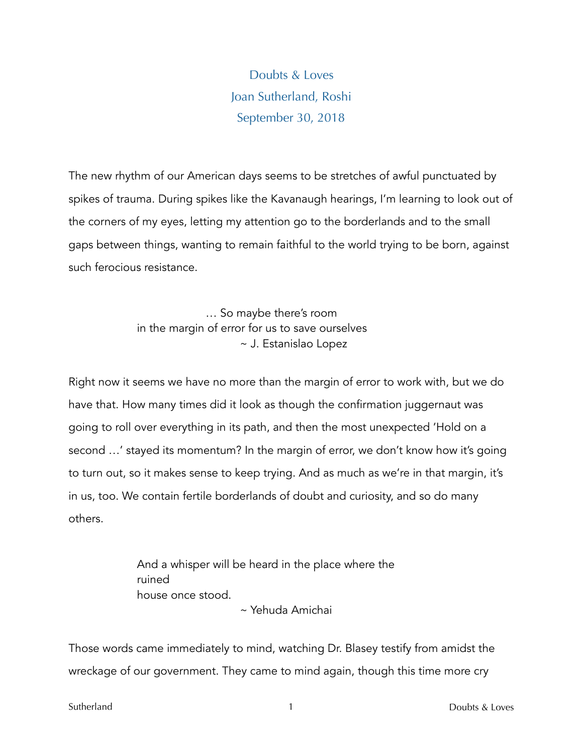# Doubts & Loves

Joan Sutherland, Roshi

September 30, 2018

The new rhythm of our American days seems to be stretches of awful punctuated by spikes of trauma. During spikes like the Kavanaugh hearings, I'm learning to look out of the corners of my eyes, letting my attention go to the borderlands and to the small gaps between things, wanting to remain faithful to the world trying to be born, against such ferocious resistance.

> … So maybe there's room
> in the margin of error for us to save ourselves
> ~ J. Estanislao Lopez

Right now it seems we have no more than the margin of error to work with, but we do have that. How many times did it look as though the confirmation juggernaut was going to roll over everything in its path, and then the most unexpected 'Hold on a second …' stayed its momentum? In the margin of error, we don't know how it's going to turn out, so it makes sense to keep trying. And as much as we're in that margin, it's in us, too. We contain fertile borderlands of doubt and curiosity, and so do many others.

> And a whisper will be heard in the place where the
> ruined
> house once stood.
> ~ Yehuda Amichai

Those words came immediately to mind, watching Dr. Blasey testify from amidst the wreckage of our government. They came to mind again, though this time more cry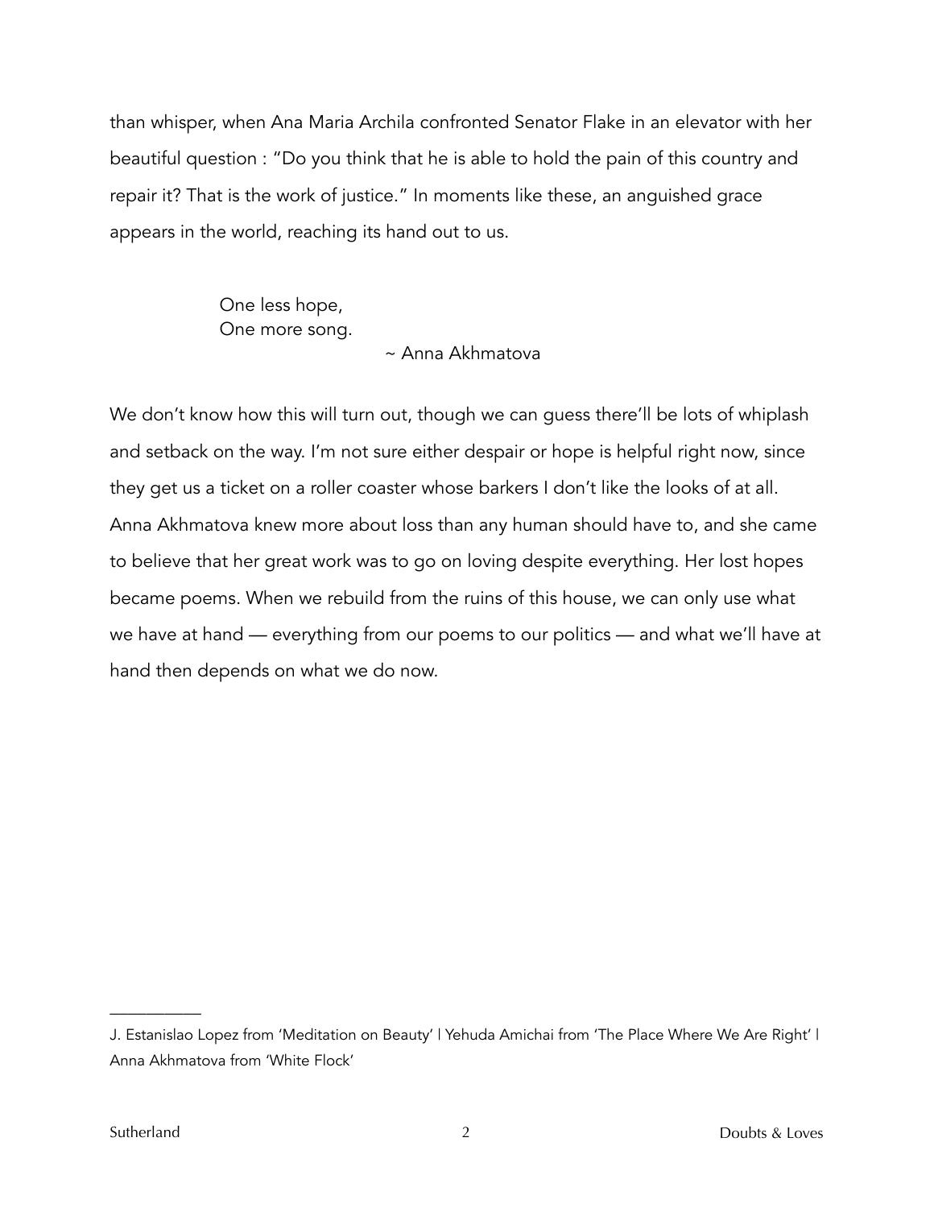than whisper, when Ana Maria Archila confronted Senator Flake in an elevator with her beautiful question : "Do you think that he is able to hold the pain of this country and repair it? That is the work of justice." In moments like these, an anguished grace appears in the world, reaching its hand out to us.

> One less hope,
> One more song.
>
> ~ Anna Akhmatova

We don't know how this will turn out, though we can guess there'll be lots of whiplash and setback on the way. I'm not sure either despair or hope is helpful right now, since they get us a ticket on a roller coaster whose barkers I don't like the looks of at all. Anna Akhmatova knew more about loss than any human should have to, and she came to believe that her great work was to go on loving despite everything. Her lost hopes became poems. When we rebuild from the ruins of this house, we can only use what we have at hand — everything from our poems to our politics — and what we'll have at hand then depends on what we do now.

---

J. Estanislao Lopez from 'Meditation on Beauty' | Yehuda Amichai from 'The Place Where We Are Right' | Anna Akhmatova from 'White Flock'